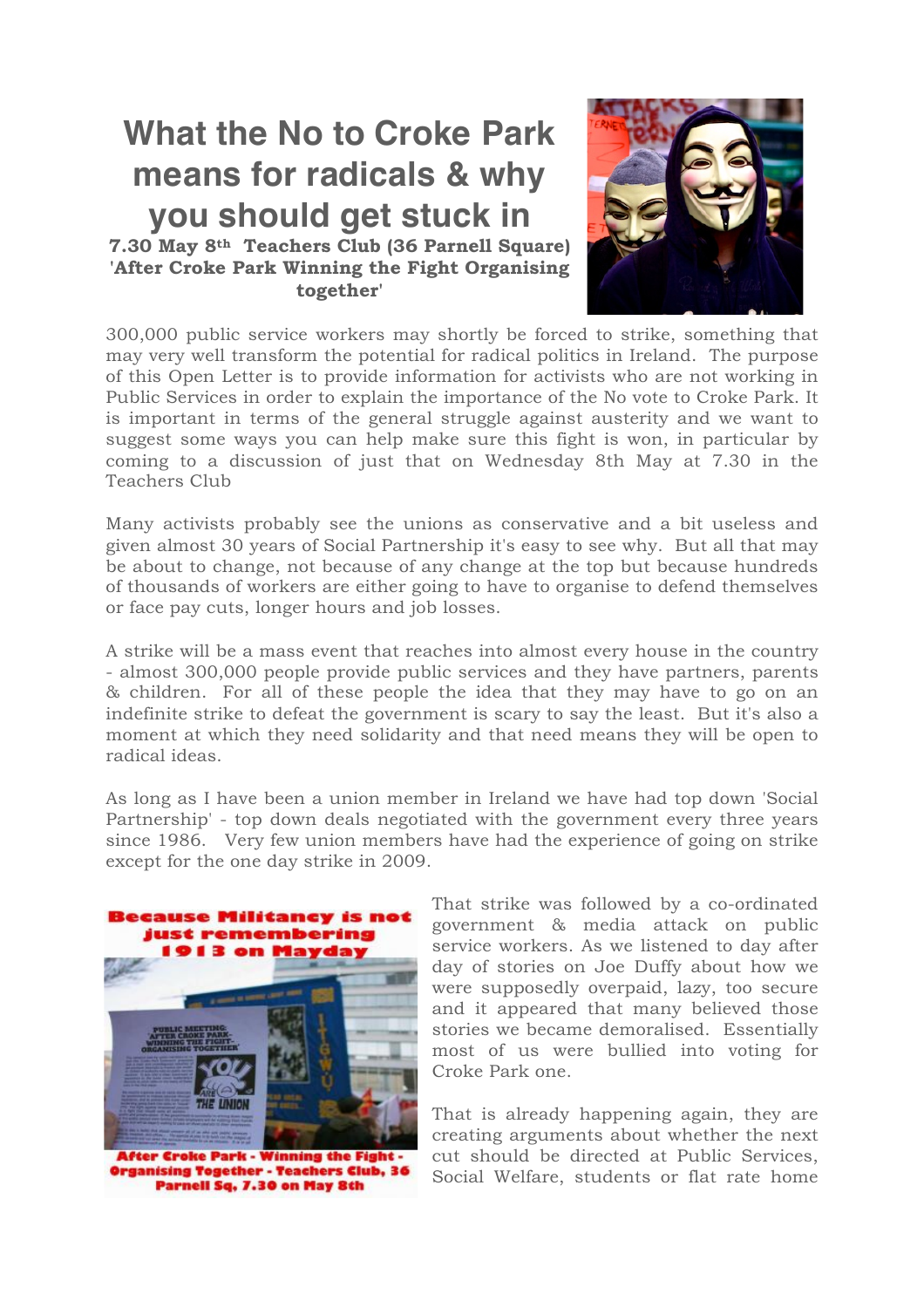# What the No to Croke Park means for radicals & why you should get stuck in

**7.30 May 8th Teachers Club (36 Parnell Square)**
**'After Croke Park Winning the Fight Organising together'**

300,000 public service workers may shortly be forced to strike, something that may very well transform the potential for radical politics in Ireland. The purpose of this Open Letter is to provide information for activists who are not working in Public Services in order to explain the importance of the No vote to Croke Park. It is important in terms of the general struggle against austerity and we want to suggest some ways you can help make sure this fight is won, in particular by coming to a discussion of just that on Wednesday 8th May at 7.30 in the Teachers Club

Many activists probably see the unions as conservative and a bit useless and given almost 30 years of Social Partnership it's easy to see why. But all that may be about to change, not because of any change at the top but because hundreds of thousands of workers are either going to have to organise to defend themselves or face pay cuts, longer hours and job losses.

A strike will be a mass event that reaches into almost every house in the country - almost 300,000 people provide public services and they have partners, parents & children. For all of these people the idea that they may have to go on an indefinite strike to defeat the government is scary to say the least. But it's also a moment at which they need solidarity and that need means they will be open to radical ideas.

As long as I have been a union member in Ireland we have had top down 'Social Partnership' - top down deals negotiated with the government every three years since 1986. Very few union members have had the experience of going on strike except for the one day strike in 2009.

**Because Militancy is not just remembering 1913 on Mayday**

**After Croke Park - Winning the Fight - Organising Together - Teachers Club, 36 Parnell Sq, 7.30 on May 8th**

That strike was followed by a co-ordinated government & media attack on public service workers. As we listened to day after day of stories on Joe Duffy about how we were supposedly overpaid, lazy, too secure and it appeared that many believed those stories we became demoralised. Essentially most of us were bullied into voting for Croke Park one.

That is already happening again, they are creating arguments about whether the next cut should be directed at Public Services, Social Welfare, students or flat rate home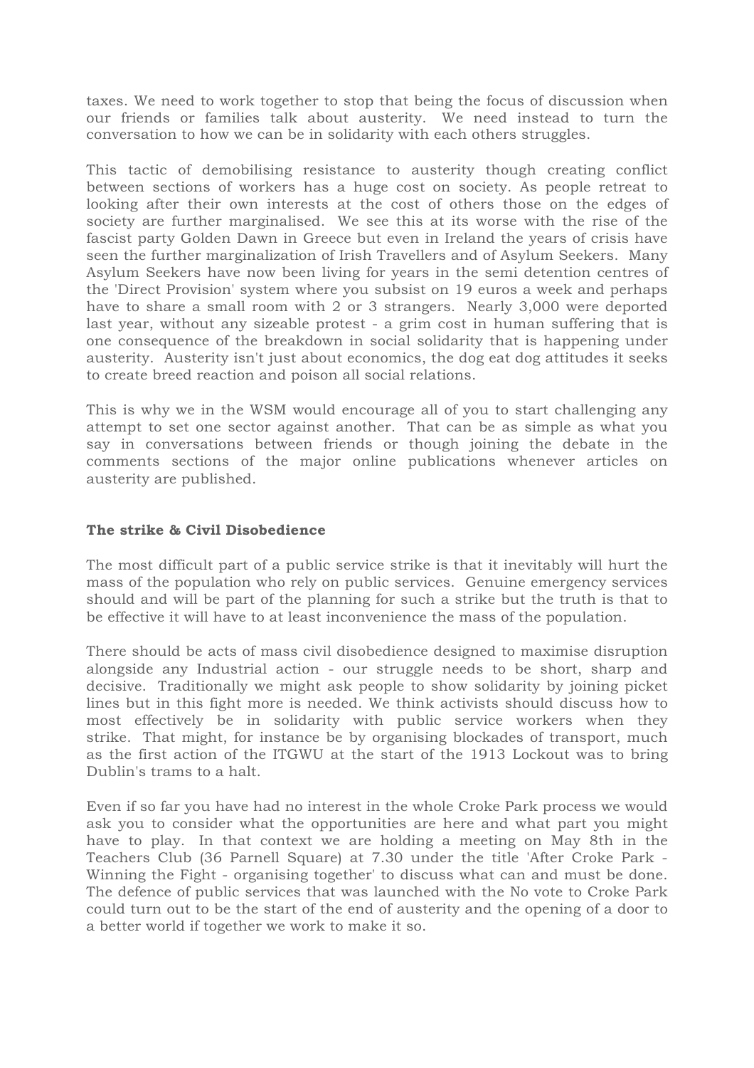taxes. We need to work together to stop that being the focus of discussion when our friends or families talk about austerity. We need instead to turn the conversation to how we can be in solidarity with each others struggles.

This tactic of demobilising resistance to austerity though creating conflict between sections of workers has a huge cost on society. As people retreat to looking after their own interests at the cost of others those on the edges of society are further marginalised. We see this at its worse with the rise of the fascist party Golden Dawn in Greece but even in Ireland the years of crisis have seen the further marginalization of Irish Travellers and of Asylum Seekers. Many Asylum Seekers have now been living for years in the semi detention centres of the 'Direct Provision' system where you subsist on 19 euros a week and perhaps have to share a small room with 2 or 3 strangers. Nearly 3,000 were deported last year, without any sizeable protest - a grim cost in human suffering that is one consequence of the breakdown in social solidarity that is happening under austerity. Austerity isn't just about economics, the dog eat dog attitudes it seeks to create breed reaction and poison all social relations.

This is why we in the WSM would encourage all of you to start challenging any attempt to set one sector against another. That can be as simple as what you say in conversations between friends or though joining the debate in the comments sections of the major online publications whenever articles on austerity are published.

**The strike & Civil Disobedience**

The most difficult part of a public service strike is that it inevitably will hurt the mass of the population who rely on public services. Genuine emergency services should and will be part of the planning for such a strike but the truth is that to be effective it will have to at least inconvenience the mass of the population.

There should be acts of mass civil disobedience designed to maximise disruption alongside any Industrial action - our struggle needs to be short, sharp and decisive. Traditionally we might ask people to show solidarity by joining picket lines but in this fight more is needed. We think activists should discuss how to most effectively be in solidarity with public service workers when they strike. That might, for instance be by organising blockades of transport, much as the first action of the ITGWU at the start of the 1913 Lockout was to bring Dublin's trams to a halt.

Even if so far you have had no interest in the whole Croke Park process we would ask you to consider what the opportunities are here and what part you might have to play. In that context we are holding a meeting on May 8th in the Teachers Club (36 Parnell Square) at 7.30 under the title 'After Croke Park - Winning the Fight - organising together' to discuss what can and must be done. The defence of public services that was launched with the No vote to Croke Park could turn out to be the start of the end of austerity and the opening of a door to a better world if together we work to make it so.